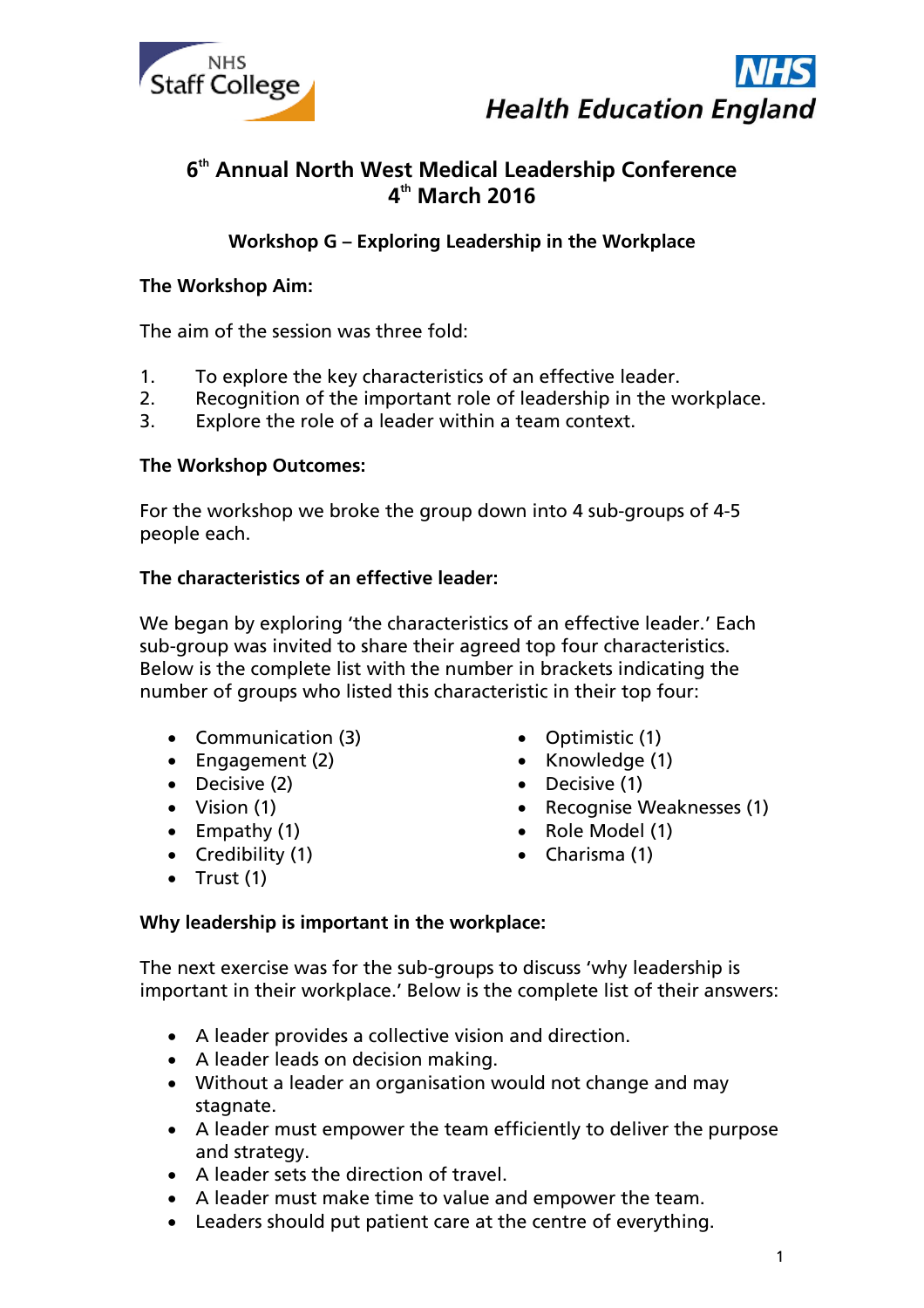NHS Staff College

NHS Health Education England

# 6th Annual North West Medical Leadership Conference 4th March 2016

## Workshop G – Exploring Leadership in the Workplace

**The Workshop Aim:**

The aim of the session was three fold:

1. To explore the key characteristics of an effective leader.
2. Recognition of the important role of leadership in the workplace.
3. Explore the role of a leader within a team context.

**The Workshop Outcomes:**

For the workshop we broke the group down into 4 sub-groups of 4-5 people each.

**The characteristics of an effective leader:**

We began by exploring 'the characteristics of an effective leader.' Each sub-group was invited to share their agreed top four characteristics. Below is the complete list with the number in brackets indicating the number of groups who listed this characteristic in their top four:

- Communication (3)
- Engagement (2)
- Decisive (2)
- Vision (1)
- Empathy (1)
- Credibility (1)
- Trust (1)
- Optimistic (1)
- Knowledge (1)
- Decisive (1)
- Recognise Weaknesses (1)
- Role Model (1)
- Charisma (1)

**Why leadership is important in the workplace:**

The next exercise was for the sub-groups to discuss 'why leadership is important in their workplace.' Below is the complete list of their answers:

- A leader provides a collective vision and direction.
- A leader leads on decision making.
- Without a leader an organisation would not change and may stagnate.
- A leader must empower the team efficiently to deliver the purpose and strategy.
- A leader sets the direction of travel.
- A leader must make time to value and empower the team.
- Leaders should put patient care at the centre of everything.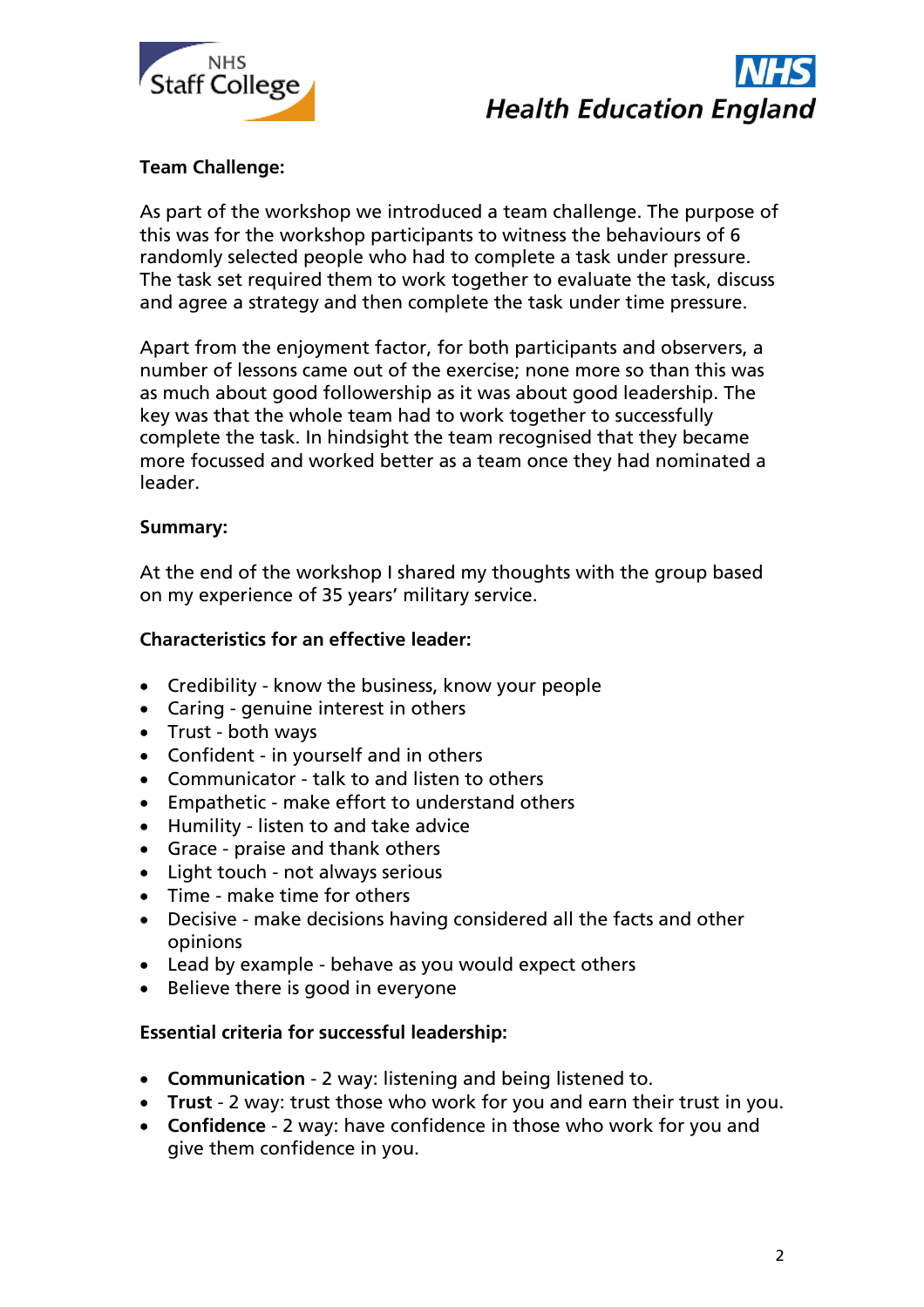**Team Challenge:**

As part of the workshop we introduced a team challenge. The purpose of this was for the workshop participants to witness the behaviours of 6 randomly selected people who had to complete a task under pressure. The task set required them to work together to evaluate the task, discuss and agree a strategy and then complete the task under time pressure.

Apart from the enjoyment factor, for both participants and observers, a number of lessons came out of the exercise; none more so than this was as much about good followership as it was about good leadership. The key was that the whole team had to work together to successfully complete the task. In hindsight the team recognised that they became more focussed and worked better as a team once they had nominated a leader.

**Summary:**

At the end of the workshop I shared my thoughts with the group based on my experience of 35 years' military service.

**Characteristics for an effective leader:**

- Credibility - know the business, know your people
- Caring - genuine interest in others
- Trust - both ways
- Confident - in yourself and in others
- Communicator - talk to and listen to others
- Empathetic - make effort to understand others
- Humility - listen to and take advice
- Grace - praise and thank others
- Light touch - not always serious
- Time - make time for others
- Decisive - make decisions having considered all the facts and other opinions
- Lead by example - behave as you would expect others
- Believe there is good in everyone

**Essential criteria for successful leadership:**

- **Communication** - 2 way: listening and being listened to.
- **Trust** - 2 way: trust those who work for you and earn their trust in you.
- **Confidence** - 2 way: have confidence in those who work for you and give them confidence in you.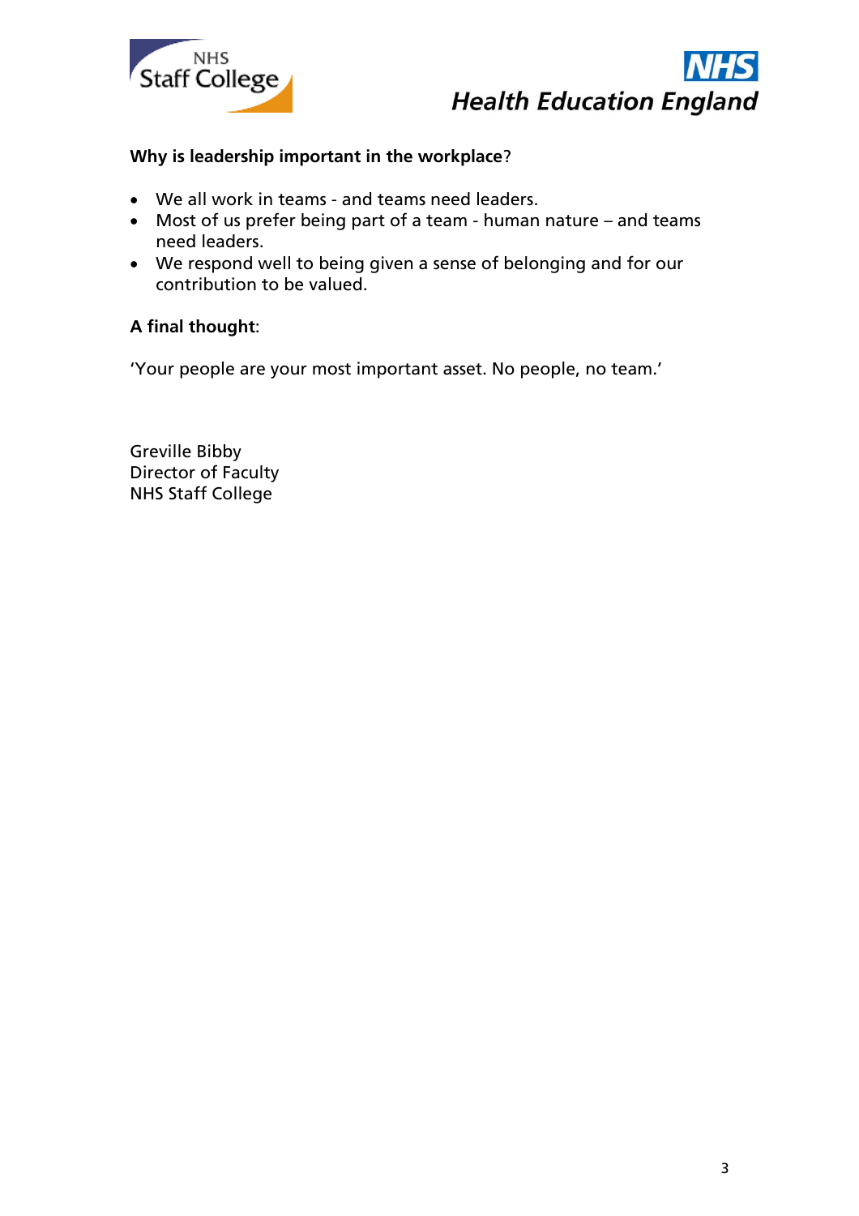**Why is leadership important in the workplace**?

- We all work in teams - and teams need leaders.
- Most of us prefer being part of a team - human nature – and teams need leaders.
- We respond well to being given a sense of belonging and for our contribution to be valued.

**A final thought**:

'Your people are your most important asset. No people, no team.'

Greville Bibby
Director of Faculty
NHS Staff College